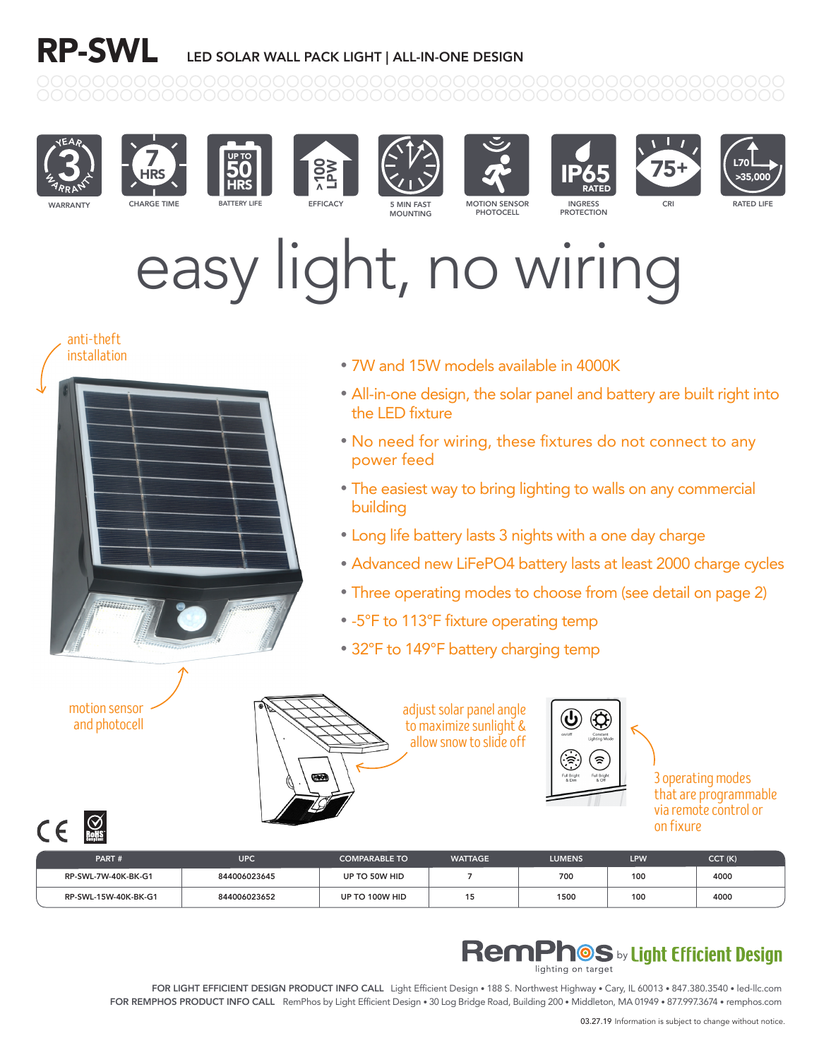# RP-SWL

LED SOLAR WALL PACK LIGHT | ALL-IN-ONE DESIGN

3 YEAR WARRANTY — WARRANTY

7 HRS — CHARGE TIME

UP TO 50 HRS — BATTERY LIFE

> 100 LPW — EFFICACY

5 MIN FAST MOUNTING

MOTION SENSOR PHOTOCELL

IP65 RATED — INGRESS PROTECTION

75+ — CRI

L70 >35,000 — RATED LIFE

## easy light, no wiring

anti-theft installation

- 7W and 15W models available in 4000K
- All-in-one design, the solar panel and battery are built right into the LED fixture
- No need for wiring, these fixtures do not connect to any power feed
- The easiest way to bring lighting to walls on any commercial building
- Long life battery lasts 3 nights with a one day charge
- Advanced new LiFePO4 battery lasts at least 2000 charge cycles
- Three operating modes to choose from (see detail on page 2)
- -5°F to 113°F fixture operating temp
- 32°F to 149°F battery charging temp

motion sensor and photocell

adjust solar panel angle to maximize sunlight & allow snow to slide off

3 operating modes that are programmable via remote control or on fixture

| PART # | UPC | COMPARABLE TO | WATTAGE | LUMENS | LPW | CCT (K) |
|---|---|---|---|---|---|---|
| RP-SWL-7W-40K-BK-G1 | 844006023645 | UP TO 50W HID | 7 | 700 | 100 | 4000 |
| RP-SWL-15W-40K-BK-G1 | 844006023652 | UP TO 100W HID | 15 | 1500 | 100 | 4000 |

RemPhos by Light Efficient Design — lighting on target

FOR LIGHT EFFICIENT DESIGN PRODUCT INFO CALL Light Efficient Design • 188 S. Northwest Highway • Cary, IL 60013 • 847.380.3540 • led-llc.com
FOR REMPHOS PRODUCT INFO CALL RemPhos by Light Efficient Design • 30 Log Bridge Road, Building 200 • Middleton, MA 01949 • 877.997.3674 • remphos.com

03.27.19 Information is subject to change without notice.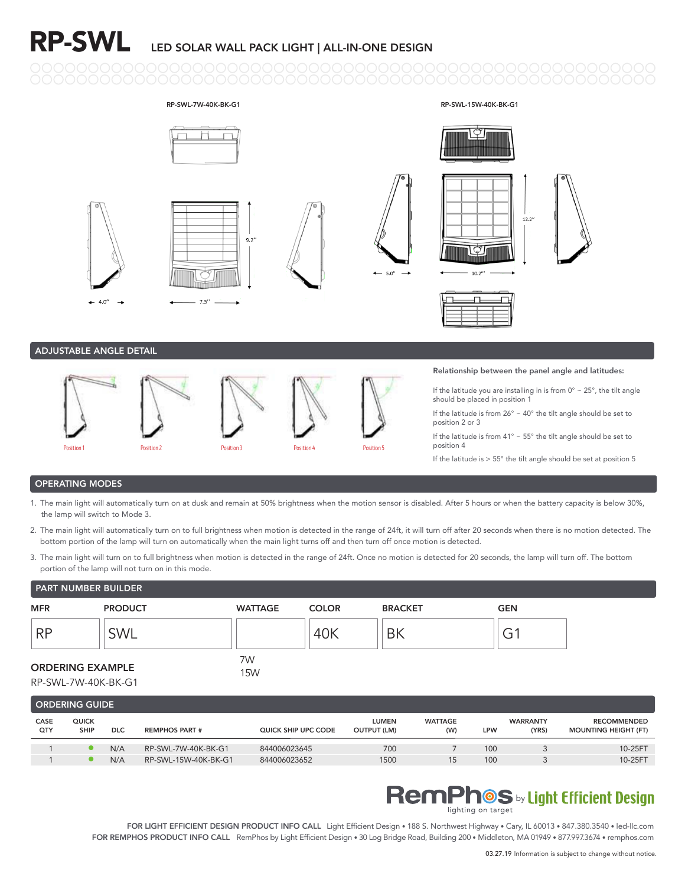# RP-SWL

LED SOLAR WALL PACK LIGHT | ALL-IN-ONE DESIGN

RP-SWL-7W-40K-BK-G1

9.2"

4.0"

7.5"

RP-SWL-15W-40K-BK-G1

12.2"

5.0"

10.2"

## ADJUSTABLE ANGLE DETAIL

Position 1

Position 2

Position 3

Position 4

Position 5

**Relationship between the panel angle and latitudes:**

If the latitude you are installing in is from 0° ~ 25°, the tilt angle should be placed in position 1

If the latitude is from 26° ~ 40° the tilt angle should be set to position 2 or 3

If the latitude is from 41° ~ 55° the tilt angle should be set to position 4

If the latitude is > 55° the tilt angle should be set at position 5

## OPERATING MODES

1. The main light will automatically turn on at dusk and remain at 50% brightness when the motion sensor is disabled. After 5 hours or when the battery capacity is below 30%, the lamp will switch to Mode 3.
2. The main light will automatically turn on to full brightness when motion is detected in the range of 24ft, it will turn off after 20 seconds when there is no motion detected. The bottom portion of the lamp will turn on automatically when the main light turns off and then turn off once motion is detected.
3. The main light will turn on to full brightness when motion is detected in the range of 24ft. Once no motion is detected for 20 seconds, the lamp will turn off. The bottom portion of the lamp will not turn on in this mode.

## PART NUMBER BUILDER

| MFR | PRODUCT | WATTAGE | COLOR | BRACKET | GEN |
|---|---|---|---|---|---|
| RP | SWL | 7W<br>15W | 40K | BK | G1 |

**ORDERING EXAMPLE**

RP-SWL-7W-40K-BK-G1

## ORDERING GUIDE

| CASE QTY | QUICK SHIP | DLC | REMPHOS PART # | QUICK SHIP UPC CODE | LUMEN OUTPUT (LM) | WATTAGE (W) | LPW | WARRANTY (YRS) | RECOMMENDED MOUNTING HEIGHT (FT) |
|---|---|---|---|---|---|---|---|---|---|
| 1 | ● | N/A | RP-SWL-7W-40K-BK-G1 | 844006023645 | 700 | 7 | 100 | 3 | 10-25FT |
| 1 | ● | N/A | RP-SWL-15W-40K-BK-G1 | 844006023652 | 1500 | 15 | 100 | 3 | 10-25FT |

RemPhos by Light Efficient Design
lighting on target

**FOR LIGHT EFFICIENT DESIGN PRODUCT INFO CALL** Light Efficient Design • 188 S. Northwest Highway • Cary, IL 60013 • 847.380.3540 • led-llc.com

**FOR REMPHOS PRODUCT INFO CALL** RemPhos by Light Efficient Design • 30 Log Bridge Road, Building 200 • Middleton, MA 01949 • 877.997.3674 • remphos.com

03.27.19 Information is subject to change without notice.